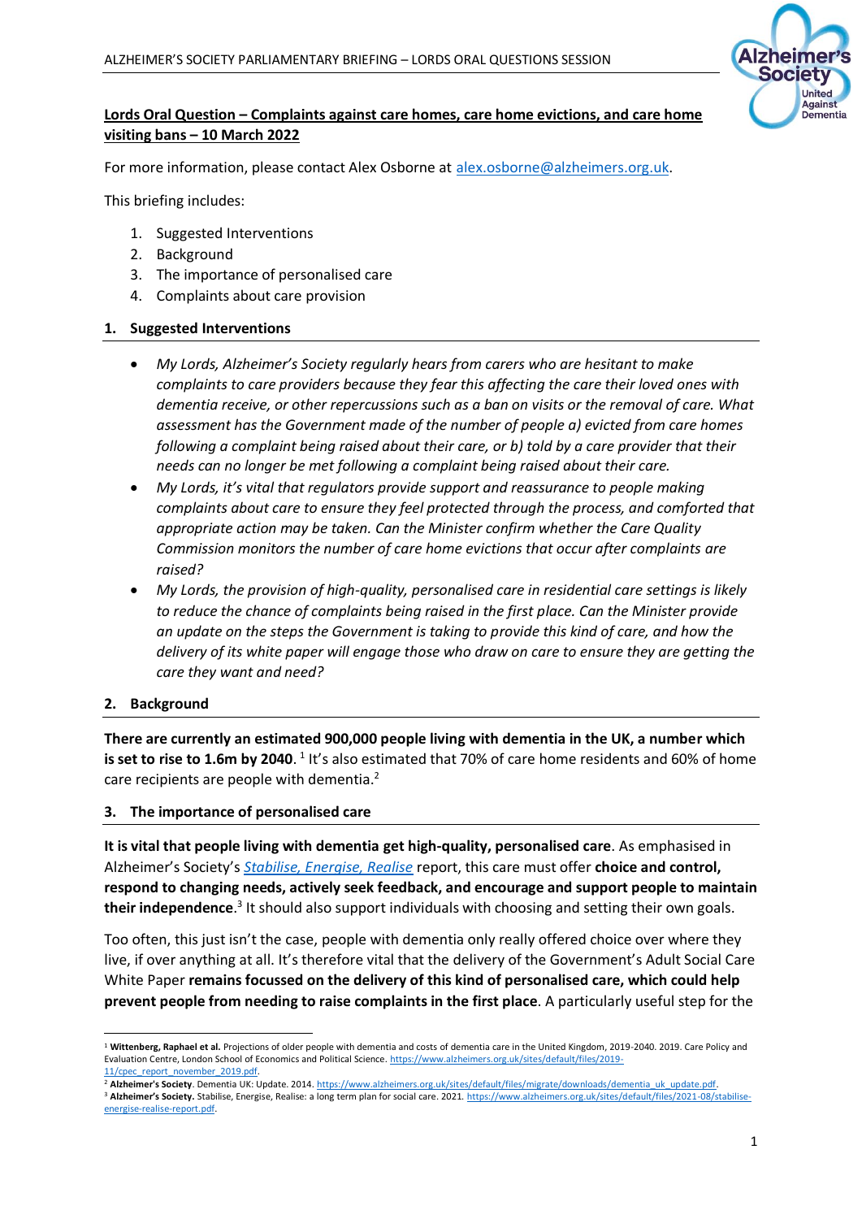**Lords Oral Question – Complaints against care homes, care home evictions, and care home visiting bans – 10 March 2022**

For more information, please contact Alex Osborne at alex.osborne@alzheimers.org.uk.

This briefing includes:

1. Suggested Interventions
2. Background
3. The importance of personalised care
4. Complaints about care provision

## 1. Suggested Interventions

- *My Lords, Alzheimer's Society regularly hears from carers who are hesitant to make complaints to care providers because they fear this affecting the care their loved ones with dementia receive, or other repercussions such as a ban on visits or the removal of care. What assessment has the Government made of the number of people a) evicted from care homes following a complaint being raised about their care, or b) told by a care provider that their needs can no longer be met following a complaint being raised about their care.*
- *My Lords, it's vital that regulators provide support and reassurance to people making complaints about care to ensure they feel protected through the process, and comforted that appropriate action may be taken. Can the Minister confirm whether the Care Quality Commission monitors the number of care home evictions that occur after complaints are raised?*
- *My Lords, the provision of high-quality, personalised care in residential care settings is likely to reduce the chance of complaints being raised in the first place. Can the Minister provide an update on the steps the Government is taking to provide this kind of care, and how the delivery of its white paper will engage those who draw on care to ensure they are getting the care they want and need?*

## 2. Background

**There are currently an estimated 900,000 people living with dementia in the UK, a number which is set to rise to 1.6m by 2040**. [1] It's also estimated that 70% of care home residents and 60% of home care recipients are people with dementia.[2]

## 3. The importance of personalised care

**It is vital that people living with dementia get high-quality, personalised care**. As emphasised in Alzheimer's Society's *Stabilise, Energise, Realise* report, this care must offer **choice and control, respond to changing needs, actively seek feedback, and encourage and support people to maintain their independence**.[3] It should also support individuals with choosing and setting their own goals.

Too often, this just isn't the case, people with dementia only really offered choice over where they live, if over anything at all. It's therefore vital that the delivery of the Government's Adult Social Care White Paper **remains focussed on the delivery of this kind of personalised care, which could help prevent people from needing to raise complaints in the first place**. A particularly useful step for the

---

[1] **Wittenberg, Raphael et al.** Projections of older people with dementia and costs of dementia care in the United Kingdom, 2019-2040. 2019. Care Policy and Evaluation Centre, London School of Economics and Political Science. https://www.alzheimers.org.uk/sites/default/files/2019-11/cpec_report_november_2019.pdf.

[2] **Alzheimer's Society**. Dementia UK: Update. 2014. https://www.alzheimers.org.uk/sites/default/files/migrate/downloads/dementia_uk_update.pdf.

[3] **Alzheimer's Society.** Stabilise, Energise, Realise: a long term plan for social care. 2021. https://www.alzheimers.org.uk/sites/default/files/2021-08/stabilise-energise-realise-report.pdf.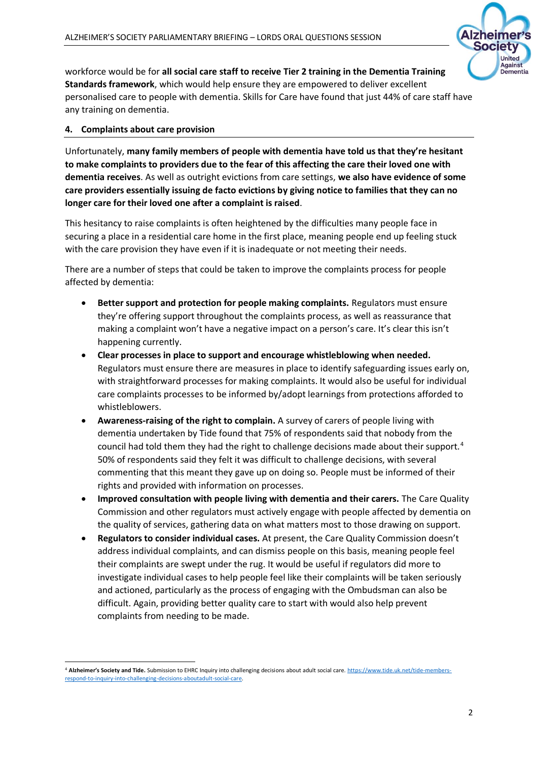workforce would be for **all social care staff to receive Tier 2 training in the Dementia Training Standards framework**, which would help ensure they are empowered to deliver excellent personalised care to people with dementia. Skills for Care have found that just 44% of care staff have any training on dementia.

## 4. Complaints about care provision

Unfortunately, **many family members of people with dementia have told us that they're hesitant to make complaints to providers due to the fear of this affecting the care their loved one with dementia receives**. As well as outright evictions from care settings, **we also have evidence of some care providers essentially issuing de facto evictions by giving notice to families that they can no longer care for their loved one after a complaint is raised**.

This hesitancy to raise complaints is often heightened by the difficulties many people face in securing a place in a residential care home in the first place, meaning people end up feeling stuck with the care provision they have even if it is inadequate or not meeting their needs.

There are a number of steps that could be taken to improve the complaints process for people affected by dementia:

- **Better support and protection for people making complaints.** Regulators must ensure they're offering support throughout the complaints process, as well as reassurance that making a complaint won't have a negative impact on a person's care. It's clear this isn't happening currently.
- **Clear processes in place to support and encourage whistleblowing when needed.** Regulators must ensure there are measures in place to identify safeguarding issues early on, with straightforward processes for making complaints. It would also be useful for individual care complaints processes to be informed by/adopt learnings from protections afforded to whistleblowers.
- **Awareness-raising of the right to complain.** A survey of carers of people living with dementia undertaken by Tide found that 75% of respondents said that nobody from the council had told them they had the right to challenge decisions made about their support.[4] 50% of respondents said they felt it was difficult to challenge decisions, with several commenting that this meant they gave up on doing so. People must be informed of their rights and provided with information on processes.
- **Improved consultation with people living with dementia and their carers.** The Care Quality Commission and other regulators must actively engage with people affected by dementia on the quality of services, gathering data on what matters most to those drawing on support.
- **Regulators to consider individual cases.** At present, the Care Quality Commission doesn't address individual complaints, and can dismiss people on this basis, meaning people feel their complaints are swept under the rug. It would be useful if regulators did more to investigate individual cases to help people feel like their complaints will be taken seriously and actioned, particularly as the process of engaging with the Ombudsman can also be difficult. Again, providing better quality care to start with would also help prevent complaints from needing to be made.

---

[4] **Alzheimer's Society and Tide.** Submission to EHRC Inquiry into challenging decisions about adult social care. https://www.tide.uk.net/tide-members-respond-to-inquiry-into-challenging-decisions-aboutadult-social-care.